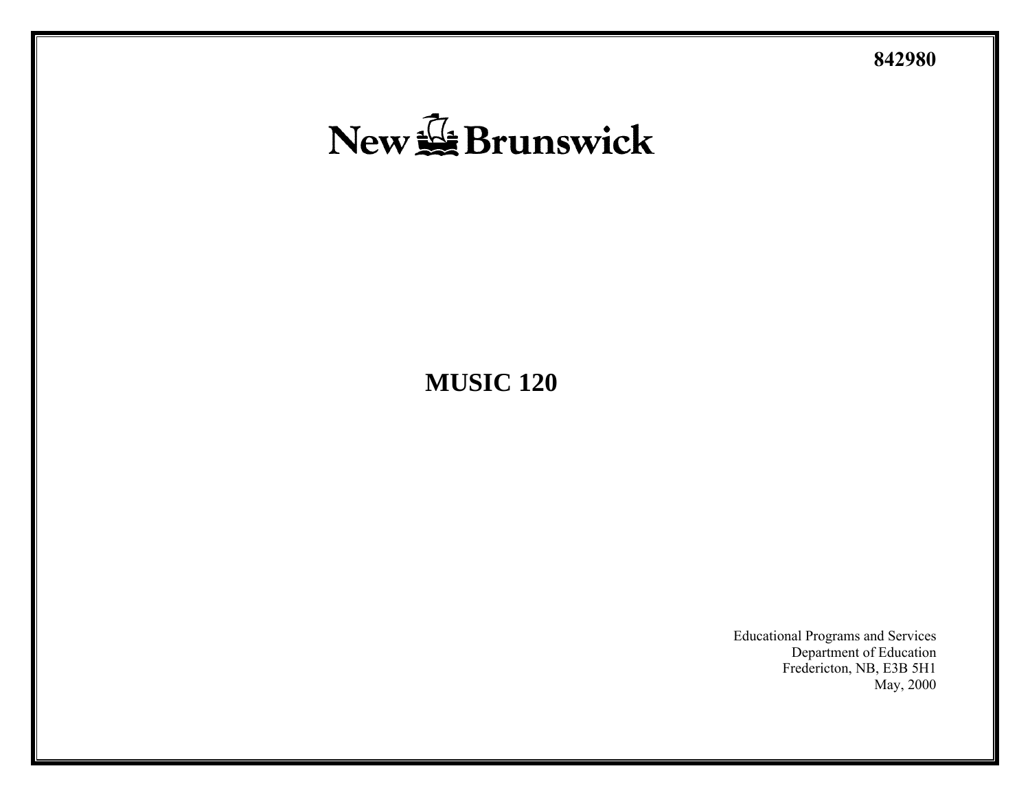842980

New Brunswick

# MUSIC 120

Educational Programs and Services
Department of Education
Fredericton, NB, E3B 5H1
May, 2000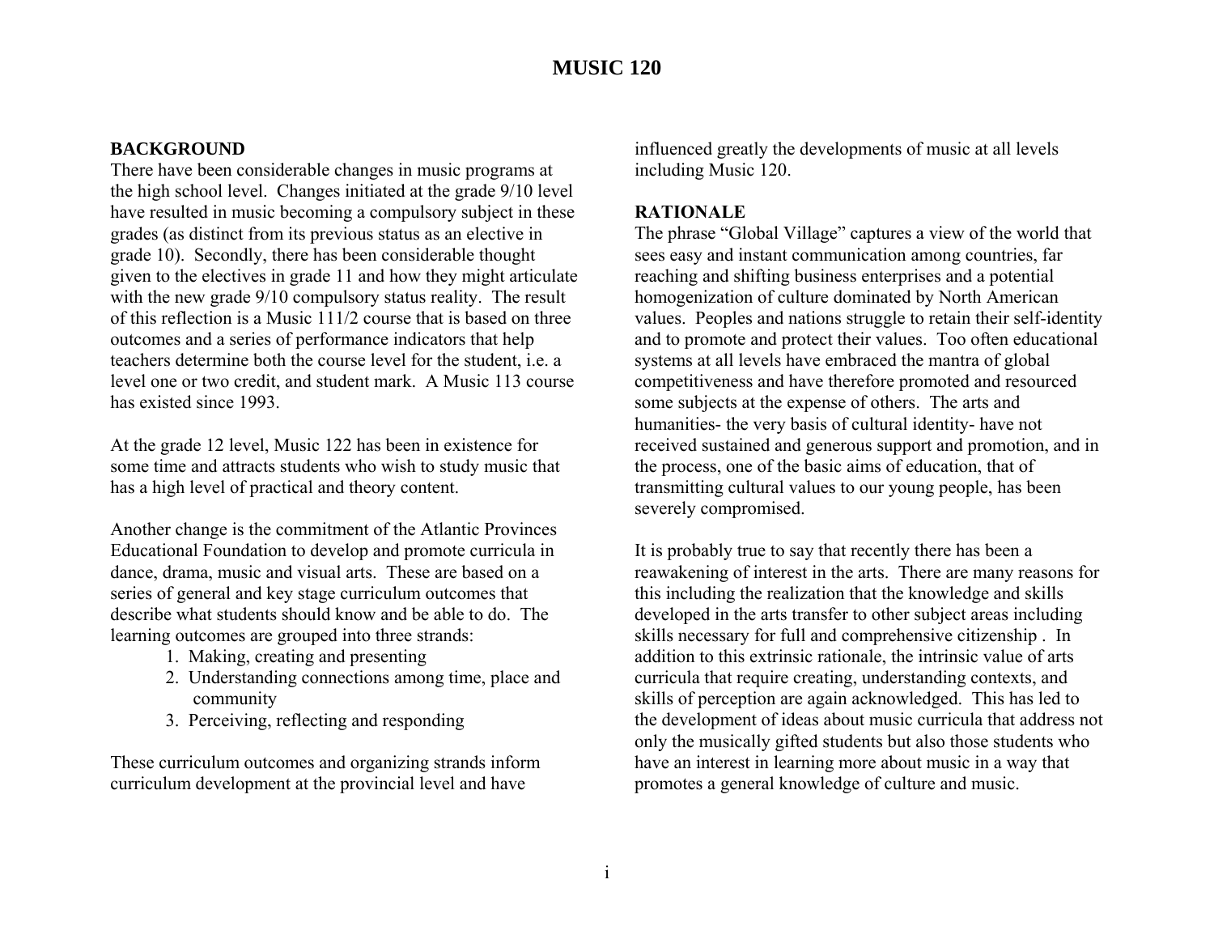# MUSIC 120

## BACKGROUND

There have been considerable changes in music programs at the high school level. Changes initiated at the grade 9/10 level have resulted in music becoming a compulsory subject in these grades (as distinct from its previous status as an elective in grade 10). Secondly, there has been considerable thought given to the electives in grade 11 and how they might articulate with the new grade 9/10 compulsory status reality. The result of this reflection is a Music 111/2 course that is based on three outcomes and a series of performance indicators that help teachers determine both the course level for the student, i.e. a level one or two credit, and student mark. A Music 113 course has existed since 1993.

At the grade 12 level, Music 122 has been in existence for some time and attracts students who wish to study music that has a high level of practical and theory content.

Another change is the commitment of the Atlantic Provinces Educational Foundation to develop and promote curricula in dance, drama, music and visual arts. These are based on a series of general and key stage curriculum outcomes that describe what students should know and be able to do. The learning outcomes are grouped into three strands:

1. Making, creating and presenting
2. Understanding connections among time, place and community
3. Perceiving, reflecting and responding

These curriculum outcomes and organizing strands inform curriculum development at the provincial level and have influenced greatly the developments of music at all levels including Music 120.

## RATIONALE

The phrase "Global Village" captures a view of the world that sees easy and instant communication among countries, far reaching and shifting business enterprises and a potential homogenization of culture dominated by North American values. Peoples and nations struggle to retain their self-identity and to promote and protect their values. Too often educational systems at all levels have embraced the mantra of global competitiveness and have therefore promoted and resourced some subjects at the expense of others. The arts and humanities- the very basis of cultural identity- have not received sustained and generous support and promotion, and in the process, one of the basic aims of education, that of transmitting cultural values to our young people, has been severely compromised.

It is probably true to say that recently there has been a reawakening of interest in the arts. There are many reasons for this including the realization that the knowledge and skills developed in the arts transfer to other subject areas including skills necessary for full and comprehensive citizenship . In addition to this extrinsic rationale, the intrinsic value of arts curricula that require creating, understanding contexts, and skills of perception are again acknowledged. This has led to the development of ideas about music curricula that address not only the musically gifted students but also those students who have an interest in learning more about music in a way that promotes a general knowledge of culture and music.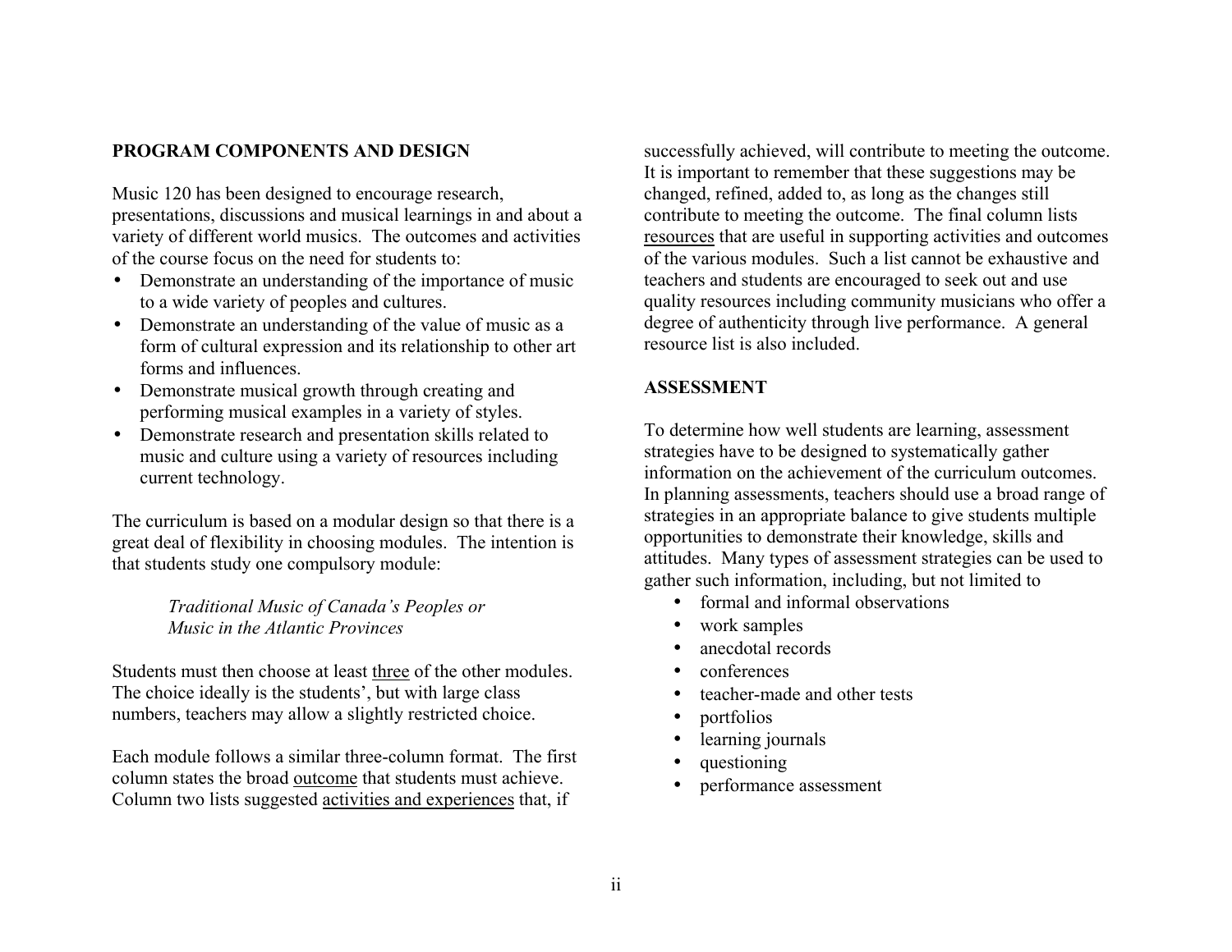## PROGRAM COMPONENTS AND DESIGN

Music 120 has been designed to encourage research, presentations, discussions and musical learnings in and about a variety of different world musics. The outcomes and activities of the course focus on the need for students to:

- Demonstrate an understanding of the importance of music to a wide variety of peoples and cultures.
- Demonstrate an understanding of the value of music as a form of cultural expression and its relationship to other art forms and influences.
- Demonstrate musical growth through creating and performing musical examples in a variety of styles.
- Demonstrate research and presentation skills related to music and culture using a variety of resources including current technology.

The curriculum is based on a modular design so that there is a great deal of flexibility in choosing modules. The intention is that students study one compulsory module:

> *Traditional Music of Canada's Peoples or*
> *Music in the Atlantic Provinces*

Students must then choose at least <u>three</u> of the other modules. The choice ideally is the students', but with large class numbers, teachers may allow a slightly restricted choice.

Each module follows a similar three-column format. The first column states the broad <u>outcome</u> that students must achieve. Column two lists suggested <u>activities and experiences</u> that, if successfully achieved, will contribute to meeting the outcome. It is important to remember that these suggestions may be changed, refined, added to, as long as the changes still contribute to meeting the outcome. The final column lists <u>resources</u> that are useful in supporting activities and outcomes of the various modules. Such a list cannot be exhaustive and teachers and students are encouraged to seek out and use quality resources including community musicians who offer a degree of authenticity through live performance. A general resource list is also included.

## ASSESSMENT

To determine how well students are learning, assessment strategies have to be designed to systematically gather information on the achievement of the curriculum outcomes. In planning assessments, teachers should use a broad range of strategies in an appropriate balance to give students multiple opportunities to demonstrate their knowledge, skills and attitudes. Many types of assessment strategies can be used to gather such information, including, but not limited to

- formal and informal observations
- work samples
- anecdotal records
- conferences
- teacher-made and other tests
- portfolios
- learning journals
- questioning
- performance assessment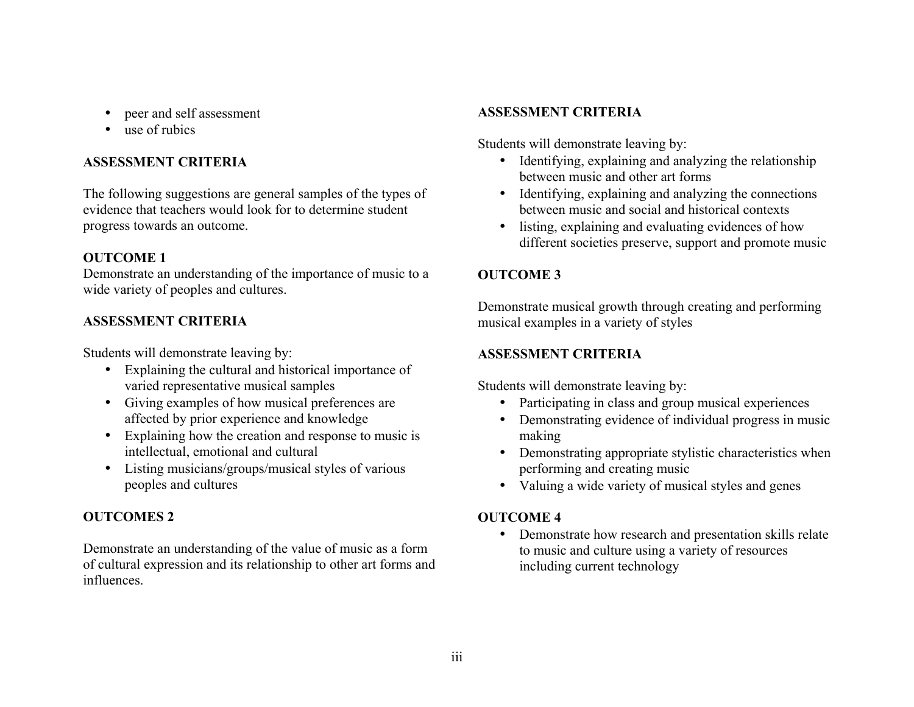- peer and self assessment
- use of rubics

**ASSESSMENT CRITERIA**

The following suggestions are general samples of the types of evidence that teachers would look for to determine student progress towards an outcome.

**OUTCOME 1**
Demonstrate an understanding of the importance of music to a wide variety of peoples and cultures.

**ASSESSMENT CRITERIA**

Students will demonstrate leaving by:

- Explaining the cultural and historical importance of varied representative musical samples
- Giving examples of how musical preferences are affected by prior experience and knowledge
- Explaining how the creation and response to music is intellectual, emotional and cultural
- Listing musicians/groups/musical styles of various peoples and cultures

**OUTCOMES 2**

Demonstrate an understanding of the value of music as a form of cultural expression and its relationship to other art forms and influences.

**ASSESSMENT CRITERIA**

Students will demonstrate leaving by:

- Identifying, explaining and analyzing the relationship between music and other art forms
- Identifying, explaining and analyzing the connections between music and social and historical contexts
- listing, explaining and evaluating evidences of how different societies preserve, support and promote music

**OUTCOME 3**

Demonstrate musical growth through creating and performing musical examples in a variety of styles

**ASSESSMENT CRITERIA**

Students will demonstrate leaving by:

- Participating in class and group musical experiences
- Demonstrating evidence of individual progress in music making
- Demonstrating appropriate stylistic characteristics when performing and creating music
- Valuing a wide variety of musical styles and genes

**OUTCOME 4**

- Demonstrate how research and presentation skills relate to music and culture using a variety of resources including current technology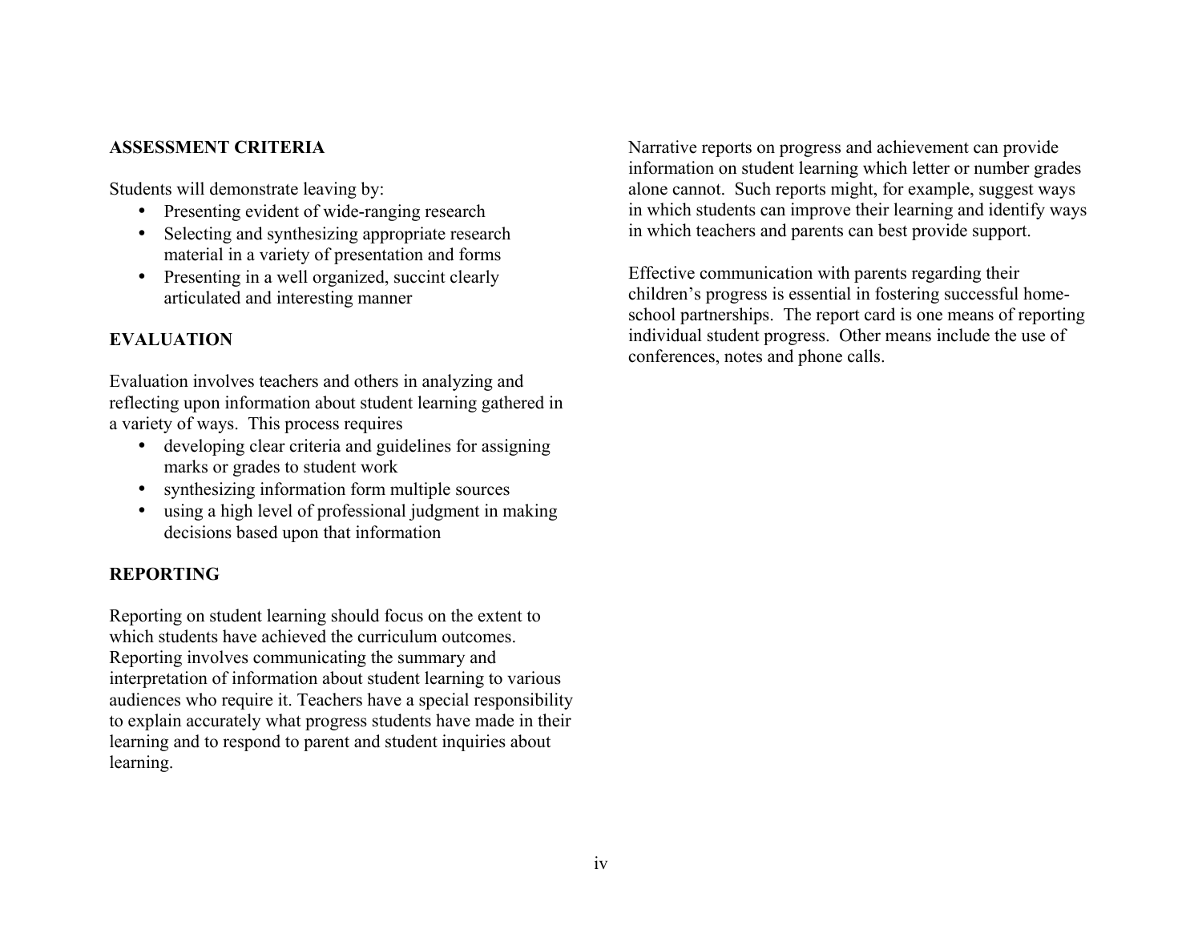## ASSESSMENT CRITERIA

Students will demonstrate leaving by:

- Presenting evident of wide-ranging research
- Selecting and synthesizing appropriate research material in a variety of presentation and forms
- Presenting in a well organized, succint clearly articulated and interesting manner

## EVALUATION

Evaluation involves teachers and others in analyzing and reflecting upon information about student learning gathered in a variety of ways. This process requires

- developing clear criteria and guidelines for assigning marks or grades to student work
- synthesizing information form multiple sources
- using a high level of professional judgment in making decisions based upon that information

## REPORTING

Reporting on student learning should focus on the extent to which students have achieved the curriculum outcomes. Reporting involves communicating the summary and interpretation of information about student learning to various audiences who require it. Teachers have a special responsibility to explain accurately what progress students have made in their learning and to respond to parent and student inquiries about learning.

Narrative reports on progress and achievement can provide information on student learning which letter or number grades alone cannot. Such reports might, for example, suggest ways in which students can improve their learning and identify ways in which teachers and parents can best provide support.

Effective communication with parents regarding their children's progress is essential in fostering successful home-school partnerships. The report card is one means of reporting individual student progress. Other means include the use of conferences, notes and phone calls.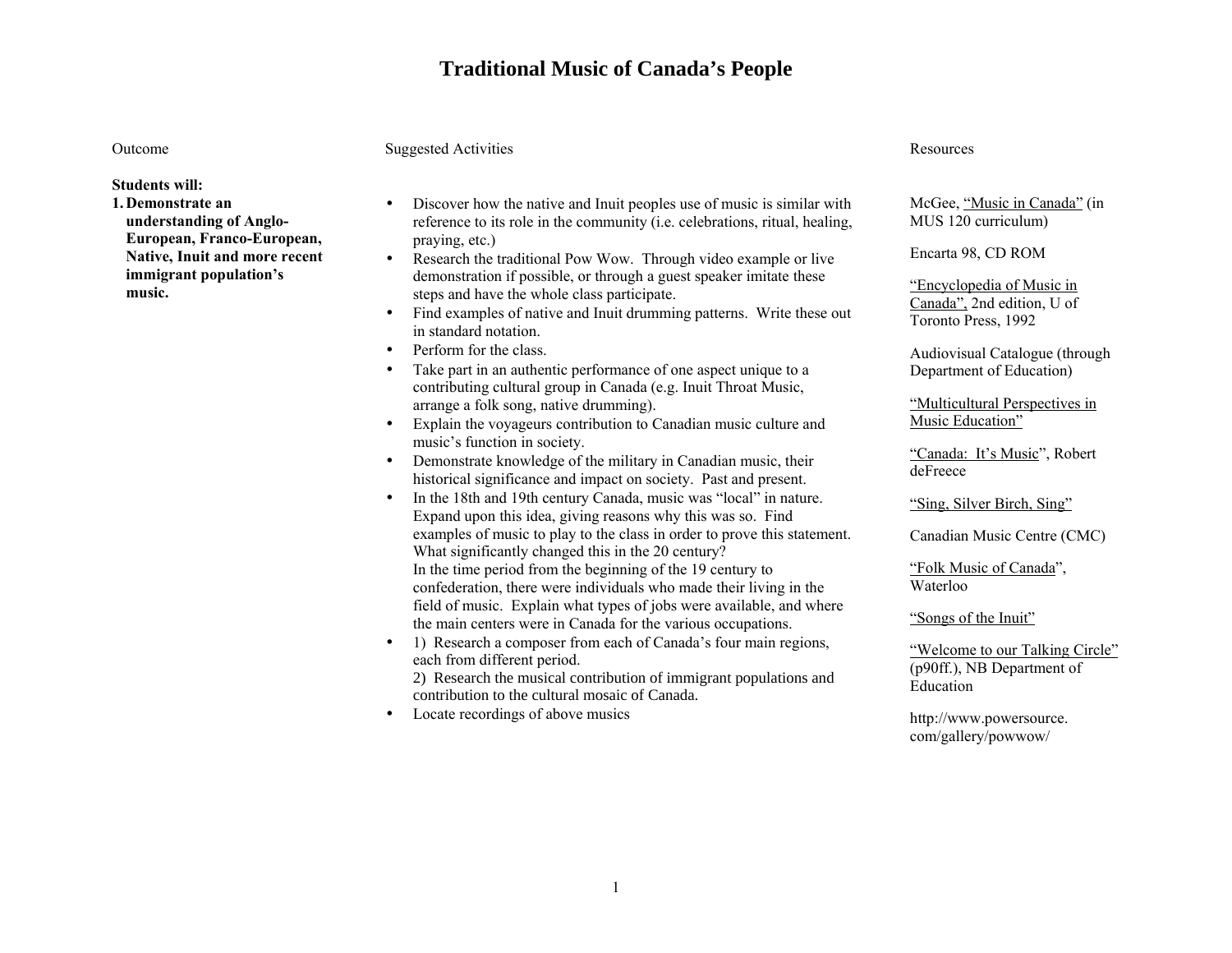# Traditional Music of Canada's People

| Outcome | Suggested Activities | Resources |
|---|---|---|
| **Students will:**<br>**1. Demonstrate an understanding of Anglo-European, Franco-European, Native, Inuit and more recent immigrant population's music.** | • Discover how the native and Inuit peoples use of music is similar with reference to its role in the community (i.e. celebrations, ritual, healing, praying, etc.)<br>• Research the traditional Pow Wow. Through video example or live demonstration if possible, or through a guest speaker imitate these steps and have the whole class participate.<br>• Find examples of native and Inuit drumming patterns. Write these out in standard notation.<br>• Perform for the class.<br>• Take part in an authentic performance of one aspect unique to a contributing cultural group in Canada (e.g. Inuit Throat Music, arrange a folk song, native drumming).<br>• Explain the voyageurs contribution to Canadian music culture and music's function in society.<br>• Demonstrate knowledge of the military in Canadian music, their historical significance and impact on society. Past and present.<br>• In the 18th and 19th century Canada, music was "local" in nature. Expand upon this idea, giving reasons why this was so. Find examples of music to play to the class in order to prove this statement. What significantly changed this in the 20 century? In the time period from the beginning of the 19 century to confederation, there were individuals who made their living in the field of music. Explain what types of jobs were available, and where the main centers were in Canada for the various occupations.<br>• 1) Research a composer from each of Canada's four main regions, each from different period. 2) Research the musical contribution of immigrant populations and contribution to the cultural mosaic of Canada.<br>• Locate recordings of above musics | McGee, "Music in Canada" (in MUS 120 curriculum)<br><br>Encarta 98, CD ROM<br><br>"Encyclopedia of Music in Canada", 2nd edition, U of Toronto Press, 1992<br><br>Audiovisual Catalogue (through Department of Education)<br><br>"Multicultural Perspectives in Music Education"<br><br>"Canada: It's Music", Robert deFreece<br><br>"Sing, Silver Birch, Sing"<br><br>Canadian Music Centre (CMC)<br><br>"Folk Music of Canada", Waterloo<br><br>"Songs of the Inuit"<br><br>"Welcome to our Talking Circle" (p90ff.), NB Department of Education<br><br>http://www.powersource.com/gallery/powwow/ |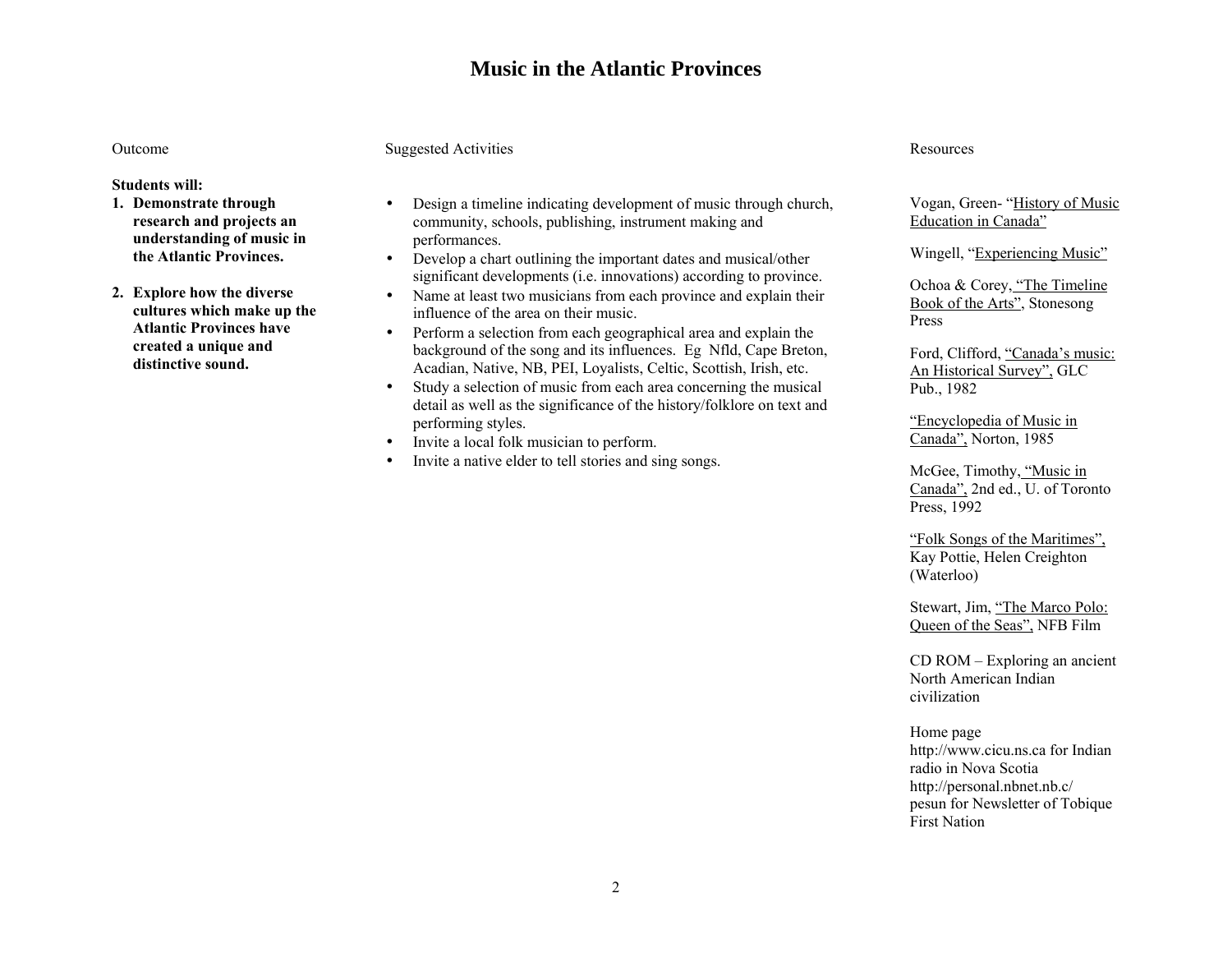# Music in the Atlantic Provinces

| Outcome | Suggested Activities | Resources |
| --- | --- | --- |
| **Students will:**<br>**1. Demonstrate through research and projects an understanding of music in the Atlantic Provinces.**<br><br>**2. Explore how the diverse cultures which make up the Atlantic Provinces have created a unique and distinctive sound.** | • Design a timeline indicating development of music through church, community, schools, publishing, instrument making and performances.<br>• Develop a chart outlining the important dates and musical/other significant developments (i.e. innovations) according to province.<br>• Name at least two musicians from each province and explain their influence of the area on their music.<br>• Perform a selection from each geographical area and explain the background of the song and its influences. Eg Nfld, Cape Breton, Acadian, Native, NB, PEI, Loyalists, Celtic, Scottish, Irish, etc.<br>• Study a selection of music from each area concerning the musical detail as well as the significance of the history/folklore on text and performing styles.<br>• Invite a local folk musician to perform.<br>• Invite a native elder to tell stories and sing songs. | Vogan, Green- "History of Music Education in Canada"<br><br>Wingell, "Experiencing Music"<br><br>Ochoa & Corey, "The Timeline Book of the Arts", Stonesong Press<br><br>Ford, Clifford, "Canada's music: An Historical Survey", GLC Pub., 1982<br><br>"Encyclopedia of Music in Canada", Norton, 1985<br><br>McGee, Timothy, "Music in Canada", 2nd ed., U. of Toronto Press, 1992<br><br>"Folk Songs of the Maritimes", Kay Pottie, Helen Creighton (Waterloo)<br><br>Stewart, Jim, "The Marco Polo: Queen of the Seas", NFB Film<br><br>CD ROM – Exploring an ancient North American Indian civilization<br><br>Home page http://www.cicu.ns.ca for Indian radio in Nova Scotia http://personal.nbnet.nb.c/pesun for Newsletter of Tobique First Nation |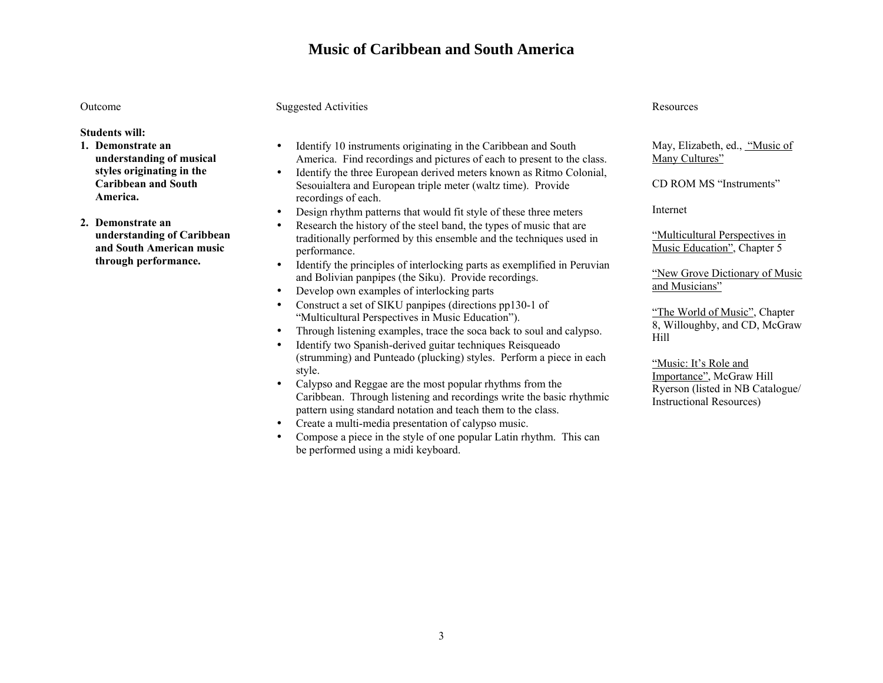# Music of Caribbean and South America

| Outcome | Suggested Activities | Resources |
|---|---|---|
| **Students will:**<br>**1. Demonstrate an understanding of musical styles originating in the Caribbean and South America.**<br><br>**2. Demonstrate an understanding of Caribbean and South American music through performance.** | • Identify 10 instruments originating in the Caribbean and South America. Find recordings and pictures of each to present to the class.<br>• Identify the three European derived meters known as Ritmo Colonial, Sesouialtera and European triple meter (waltz time). Provide recordings of each.<br>• Design rhythm patterns that would fit style of these three meters<br>• Research the history of the steel band, the types of music that are traditionally performed by this ensemble and the techniques used in performance.<br>• Identify the principles of interlocking parts as exemplified in Peruvian and Bolivian panpipes (the Siku). Provide recordings.<br>• Develop own examples of interlocking parts<br>• Construct a set of SIKU panpipes (directions pp130-1 of "Multicultural Perspectives in Music Education").<br>• Through listening examples, trace the soca back to soul and calypso.<br>• Identify two Spanish-derived guitar techniques Reisqueado (strumming) and Punteado (plucking) styles. Perform a piece in each style.<br>• Calypso and Reggae are the most popular rhythms from the Caribbean. Through listening and recordings write the basic rhythmic pattern using standard notation and teach them to the class.<br>• Create a multi-media presentation of calypso music.<br>• Compose a piece in the style of one popular Latin rhythm. This can be performed using a midi keyboard. | May, Elizabeth, ed., "Music of Many Cultures"<br><br>CD ROM MS "Instruments"<br><br>Internet<br><br>"Multicultural Perspectives in Music Education", Chapter 5<br><br>"New Grove Dictionary of Music and Musicians"<br><br>"The World of Music", Chapter 8, Willoughby, and CD, McGraw Hill<br><br>"Music: It's Role and Importance", McGraw Hill Ryerson (listed in NB Catalogue/ Instructional Resources) |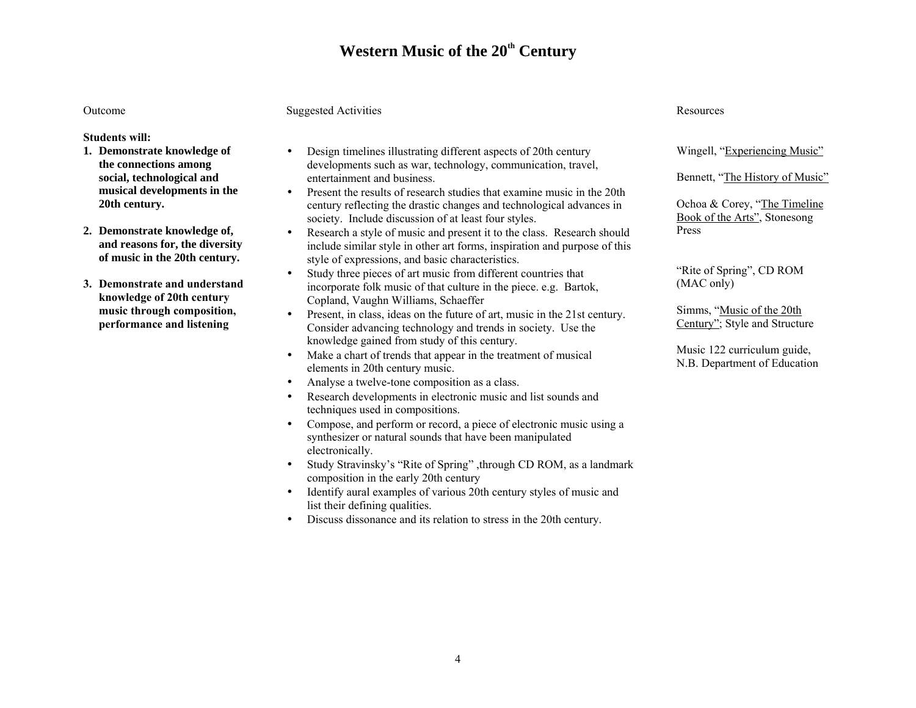# Western Music of the 20th Century

| Outcome | Suggested Activities | Resources |
|---|---|---|
| **Students will:**<br>**1. Demonstrate knowledge of the connections among social, technological and musical developments in the 20th century.**<br><br>**2. Demonstrate knowledge of, and reasons for, the diversity of music in the 20th century.**<br><br>**3. Demonstrate and understand knowledge of 20th century music through composition, performance and listening** | • Design timelines illustrating different aspects of 20th century developments such as war, technology, communication, travel, entertainment and business.<br>• Present the results of research studies that examine music in the 20th century reflecting the drastic changes and technological advances in society. Include discussion of at least four styles.<br>• Research a style of music and present it to the class. Research should include similar style in other art forms, inspiration and purpose of this style of expressions, and basic characteristics.<br>• Study three pieces of art music from different countries that incorporate folk music of that culture in the piece. e.g. Bartok, Copland, Vaughn Williams, Schaeffer<br>• Present, in class, ideas on the future of art, music in the 21st century. Consider advancing technology and trends in society. Use the knowledge gained from study of this century.<br>• Make a chart of trends that appear in the treatment of musical elements in 20th century music.<br>• Analyse a twelve-tone composition as a class.<br>• Research developments in electronic music and list sounds and techniques used in compositions.<br>• Compose, and perform or record, a piece of electronic music using a synthesizer or natural sounds that have been manipulated electronically.<br>• Study Stravinsky's "Rite of Spring" ,through CD ROM, as a landmark composition in the early 20th century<br>• Identify aural examples of various 20th century styles of music and list their defining qualities.<br>• Discuss dissonance and its relation to stress in the 20th century. | Wingell, "Experiencing Music"<br><br>Bennett, "The History of Music"<br><br>Ochoa & Corey, "The Timeline Book of the Arts", Stonesong Press<br><br>"Rite of Spring", CD ROM (MAC only)<br><br>Simms, "Music of the 20th Century"; Style and Structure<br><br>Music 122 curriculum guide, N.B. Department of Education |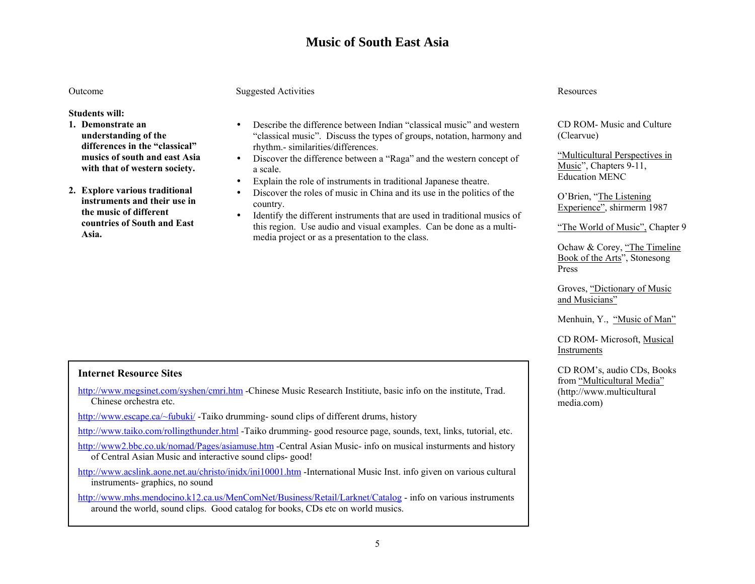# Music of South East Asia

## Outcome

**Students will:**

1. **Demonstrate an understanding of the differences in the "classical" musics of south and east Asia with that of western society.**

2. **Explore various traditional instruments and their use in the music of different countries of South and East Asia.**

## Suggested Activities

- Describe the difference between Indian "classical music" and western "classical music". Discuss the types of groups, notation, harmony and rhythm.- similarities/differences.
- Discover the difference between a "Raga" and the western concept of a scale.
- Explain the role of instruments in traditional Japanese theatre.
- Discover the roles of music in China and its use in the politics of the country.
- Identify the different instruments that are used in traditional musics of this region. Use audio and visual examples. Can be done as a multi-media project or as a presentation to the class.

## Resources

CD ROM- Music and Culture (Clearvue)

"Multicultural Perspectives in Music", Chapters 9-11, Education MENC

O'Brien, "The Listening Experience", shirmerm 1987

"The World of Music", Chapter 9

Ochaw & Corey, "The Timeline Book of the Arts", Stonesong Press

Groves, "Dictionary of Music and Musicians"

Menhuin, Y., "Music of Man"

CD ROM- Microsoft, Musical Instruments

CD ROM's, audio CDs, Books from "Multicultural Media" (http://www.multicultural media.com)

## Internet Resource Sites

http://www.megsinet.com/syshen/cmri.htm -Chinese Music Research Institiute, basic info on the institute, Trad. Chinese orchestra etc.

http://www.escape.ca/~fubuki/ -Taiko drumming- sound clips of different drums, history

http://www.taiko.com/rollingthunder.html -Taiko drumming- good resource page, sounds, text, links, tutorial, etc.

http://www2.bbc.co.uk/nomad/Pages/asiamuse.htm -Central Asian Music- info on musical insturments and history of Central Asian Music and interactive sound clips- good!

http://www.acslink.aone.net.au/christo/inidx/ini10001.htm -International Music Inst. info given on various cultural instruments- graphics, no sound

http://www.mhs.mendocino.k12.ca.us/MenComNet/Business/Retail/Larknet/Catalog - info on various instruments around the world, sound clips. Good catalog for books, CDs etc on world musics.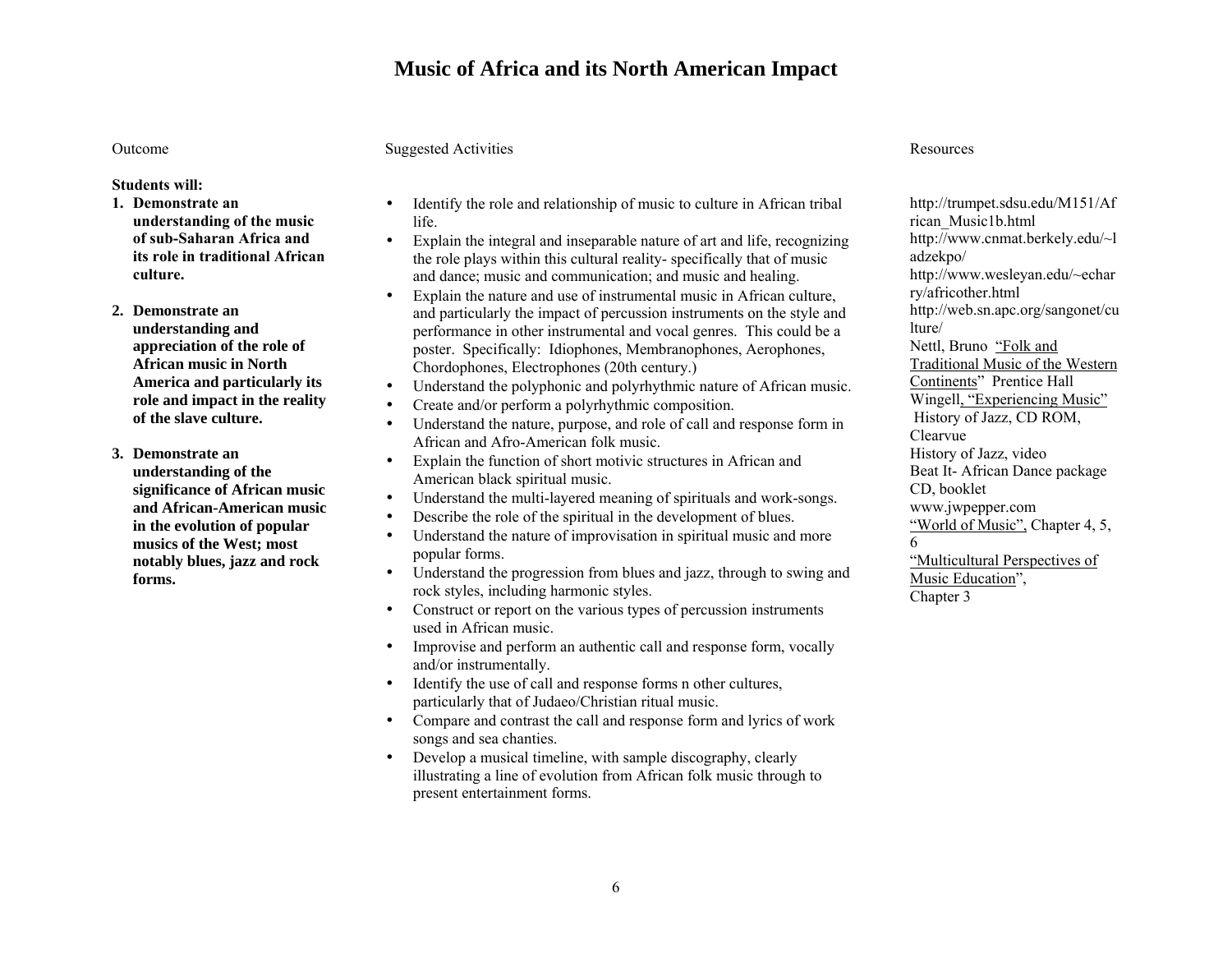# Music of Africa and its North American Impact

| Outcome | Suggested Activities | Resources |
|---|---|---|
| **Students will:**<br>**1. Demonstrate an understanding of the music of sub-Saharan Africa and its role in traditional African culture.**<br><br>**2. Demonstrate an understanding and appreciation of the role of African music in North America and particularly its role and impact in the reality of the slave culture.**<br><br>**3. Demonstrate an understanding of the significance of African music and African-American music in the evolution of popular musics of the West; most notably blues, jazz and rock forms.** | • Identify the role and relationship of music to culture in African tribal life.<br>• Explain the integral and inseparable nature of art and life, recognizing the role plays within this cultural reality- specifically that of music and dance; music and communication; and music and healing.<br>• Explain the nature and use of instrumental music in African culture, and particularly the impact of percussion instruments on the style and performance in other instrumental and vocal genres. This could be a poster. Specifically: Idiophones, Membranophones, Aerophones, Chordophones, Electrophones (20th century.)<br>• Understand the polyphonic and polyrhythmic nature of African music.<br>• Create and/or perform a polyrhythmic composition.<br>• Understand the nature, purpose, and role of call and response form in African and Afro-American folk music.<br>• Explain the function of short motivic structures in African and American black spiritual music.<br>• Understand the multi-layered meaning of spirituals and work-songs.<br>• Describe the role of the spiritual in the development of blues.<br>• Understand the nature of improvisation in spiritual music and more popular forms.<br>• Understand the progression from blues and jazz, through to swing and rock styles, including harmonic styles.<br>• Construct or report on the various types of percussion instruments used in African music.<br>• Improvise and perform an authentic call and response form, vocally and/or instrumentally.<br>• Identify the use of call and response forms n other cultures, particularly that of Judaeo/Christian ritual music.<br>• Compare and contrast the call and response form and lyrics of work songs and sea chanties.<br>• Develop a musical timeline, with sample discography, clearly illustrating a line of evolution from African folk music through to present entertainment forms. | http://trumpet.sdsu.edu/M151/African_Music1b.html<br>http://www.cnmat.berkely.edu/~ladzekpo/<br>http://www.wesleyan.edu/~echarry/africother.html<br>http://web.sn.apc.org/sangonet/culture/<br>Nettl, Bruno "Folk and Traditional Music of the Western Continents" Prentice Hall<br>Wingell, "Experiencing Music"<br>History of Jazz, CD ROM, Clearvue<br>History of Jazz, video<br>Beat It- African Dance package CD, booklet<br>www.jwpepper.com<br>"World of Music", Chapter 4, 5, 6<br>"Multicultural Perspectives of Music Education", Chapter 3 |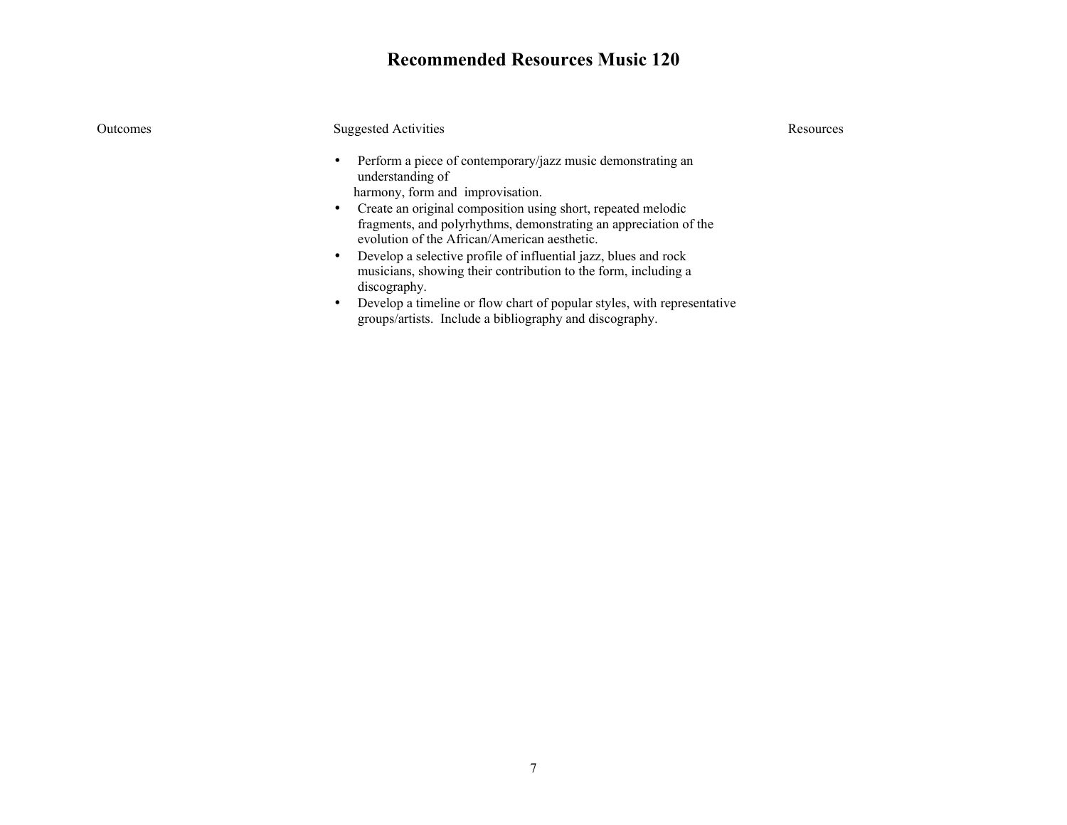# Recommended Resources Music 120

| Outcomes | Suggested Activities | Resources |
|---|---|---|
| | • Perform a piece of contemporary/jazz music demonstrating an understanding of harmony, form and improvisation.<br>• Create an original composition using short, repeated melodic fragments, and polyrhythms, demonstrating an appreciation of the evolution of the African/American aesthetic.<br>• Develop a selective profile of influential jazz, blues and rock musicians, showing their contribution to the form, including a discography.<br>• Develop a timeline or flow chart of popular styles, with representative groups/artists. Include a bibliography and discography. | |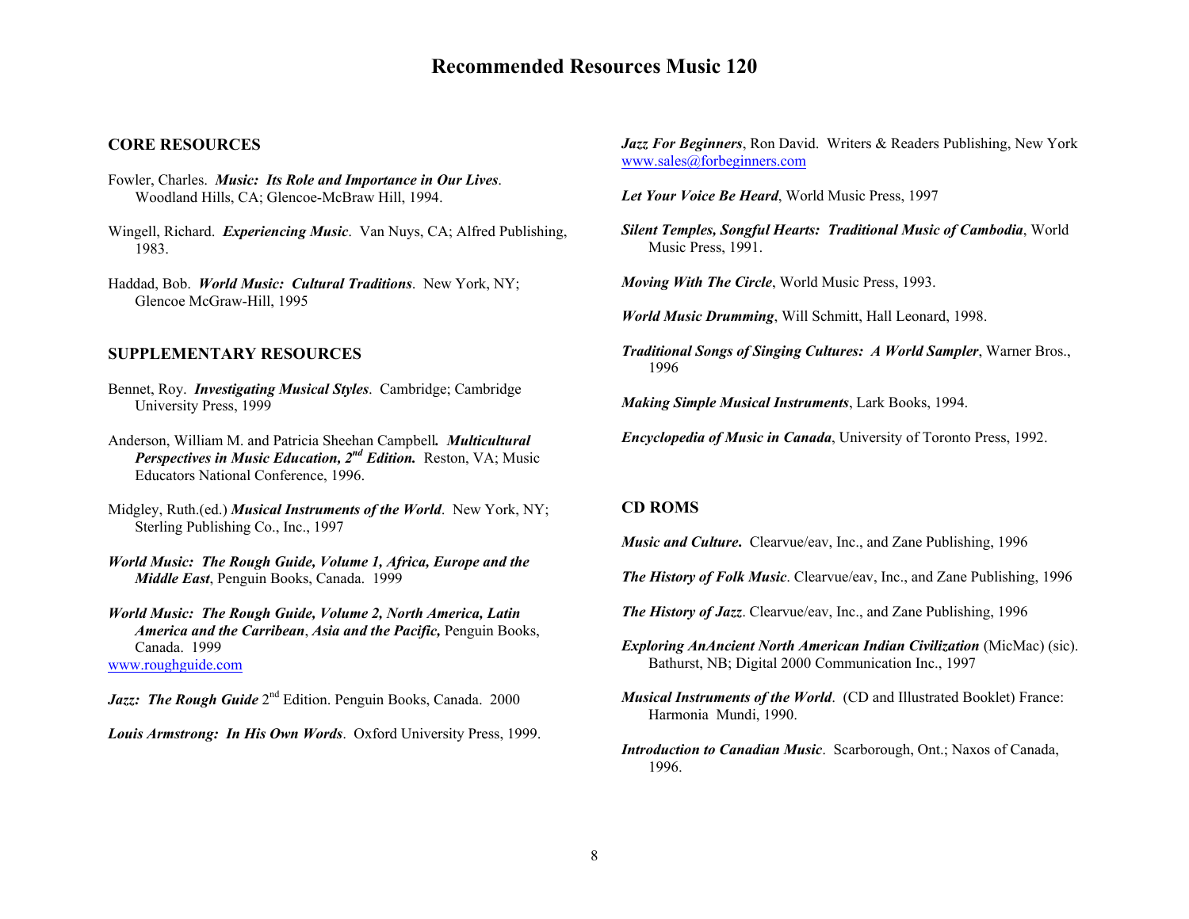# Recommended Resources Music 120

## CORE RESOURCES

Fowler, Charles. ***Music: Its Role and Importance in Our Lives***. Woodland Hills, CA; Glencoe-McBraw Hill, 1994.

Wingell, Richard. ***Experiencing Music***. Van Nuys, CA; Alfred Publishing, 1983.

Haddad, Bob. ***World Music: Cultural Traditions***. New York, NY; Glencoe McGraw-Hill, 1995

## SUPPLEMENTARY RESOURCES

Bennet, Roy. ***Investigating Musical Styles***. Cambridge; Cambridge University Press, 1999

Anderson, William M. and Patricia Sheehan Campbell***. Multicultural Perspectives in Music Education, 2nd Edition.*** Reston, VA; Music Educators National Conference, 1996.

Midgley, Ruth.(ed.) ***Musical Instruments of the World***. New York, NY; Sterling Publishing Co., Inc., 1997

***World Music: The Rough Guide, Volume 1, Africa, Europe and the Middle East***, Penguin Books, Canada. 1999

***World Music: The Rough Guide, Volume 2, North America, Latin America and the Carribean***, ***Asia and the Pacific,*** Penguin Books, Canada. 1999
www.roughguide.com

***Jazz: The Rough Guide*** 2nd Edition. Penguin Books, Canada. 2000

***Louis Armstrong: In His Own Words***. Oxford University Press, 1999.

***Jazz For Beginners***, Ron David. Writers & Readers Publishing, New York
www.sales@forbeginners.com

***Let Your Voice Be Heard***, World Music Press, 1997

***Silent Temples, Songful Hearts: Traditional Music of Cambodia***, World Music Press, 1991.

***Moving With The Circle***, World Music Press, 1993.

***World Music Drumming***, Will Schmitt, Hall Leonard, 1998.

***Traditional Songs of Singing Cultures: A World Sampler***, Warner Bros., 1996

***Making Simple Musical Instruments***, Lark Books, 1994.

***Encyclopedia of Music in Canada***, University of Toronto Press, 1992.

## CD ROMS

***Music and Culture.*** Clearvue/eav, Inc., and Zane Publishing, 1996

***The History of Folk Music***. Clearvue/eav, Inc., and Zane Publishing, 1996

***The History of Jazz***. Clearvue/eav, Inc., and Zane Publishing, 1996

***Exploring AnAncient North American Indian Civilization*** (MicMac) (sic). Bathurst, NB; Digital 2000 Communication Inc., 1997

***Musical Instruments of the World***. (CD and Illustrated Booklet) France: Harmonia Mundi, 1990.

***Introduction to Canadian Music***. Scarborough, Ont.; Naxos of Canada, 1996.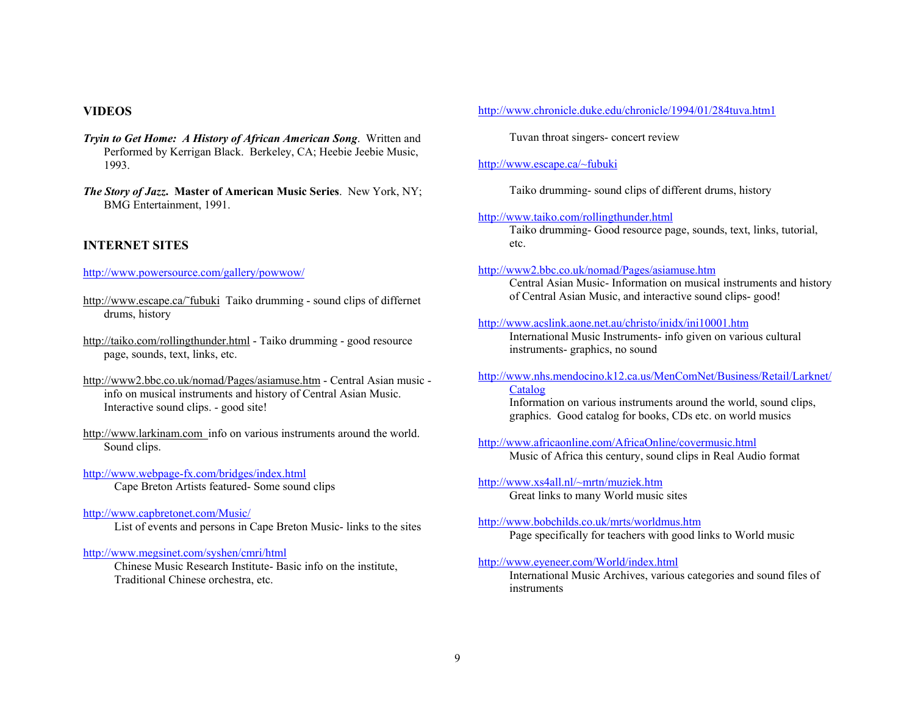## VIDEOS

***Tryin to Get Home: A History of African American Song***. Written and Performed by Kerrigan Black. Berkeley, CA; Heebie Jeebie Music, 1993.

***The Story of Jazz.* Master of American Music Series**. New York, NY; BMG Entertainment, 1991.

## INTERNET SITES

http://www.powersource.com/gallery/powwow/

http://www.escape.ca/˜fubuki Taiko drumming - sound clips of differnet drums, history

http://taiko.com/rollingthunder.html - Taiko drumming - good resource page, sounds, text, links, etc.

http://www2.bbc.co.uk/nomad/Pages/asiamuse.htm - Central Asian music - info on musical instruments and history of Central Asian Music. Interactive sound clips. - good site!

http://www.larkinam.com info on various instruments around the world. Sound clips.

http://www.webpage-fx.com/bridges/index.html
Cape Breton Artists featured- Some sound clips

http://www.capbretonet.com/Music/
List of events and persons in Cape Breton Music- links to the sites

http://www.megsinet.com/syshen/cmri/html
Chinese Music Research Institute- Basic info on the institute, Traditional Chinese orchestra, etc.

http://www.chronicle.duke.edu/chronicle/1994/01/284tuva.htm1

Tuvan throat singers- concert review

http://www.escape.ca/~fubuki

Taiko drumming- sound clips of different drums, history

http://www.taiko.com/rollingthunder.html
Taiko drumming- Good resource page, sounds, text, links, tutorial, etc.

http://www2.bbc.co.uk/nomad/Pages/asiamuse.htm
Central Asian Music- Information on musical instruments and history of Central Asian Music, and interactive sound clips- good!

http://www.acslink.aone.net.au/christo/inidx/ini10001.htm
International Music Instruments- info given on various cultural instruments- graphics, no sound

http://www.nhs.mendocino.k12.ca.us/MenComNet/Business/Retail/Larknet/Catalog
Information on various instruments around the world, sound clips, graphics. Good catalog for books, CDs etc. on world musics

http://www.africaonline.com/AfricaOnline/covermusic.html
Music of Africa this century, sound clips in Real Audio format

http://www.xs4all.nl/~mrtn/muziek.htm
Great links to many World music sites

http://www.bobchilds.co.uk/mrts/worldmus.htm
Page specifically for teachers with good links to World music

http://www.eyeneer.com/World/index.html
International Music Archives, various categories and sound files of instruments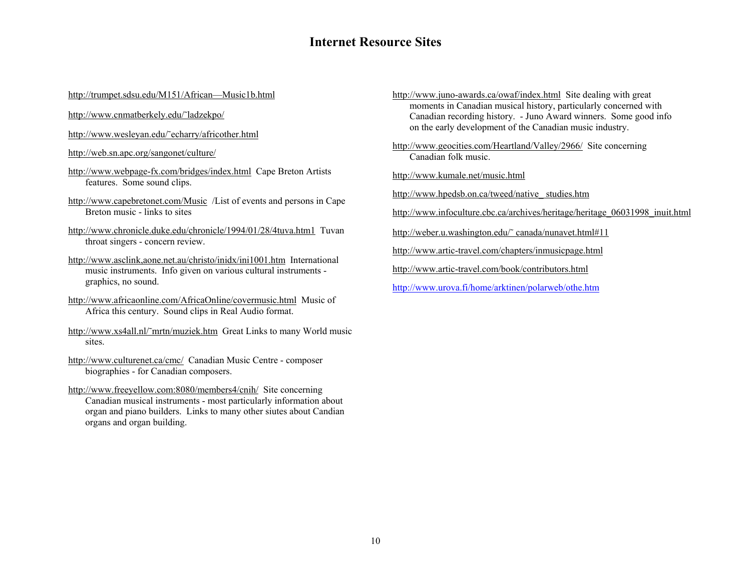# Internet Resource Sites

http://trumpet.sdsu.edu/M151/African—Music1b.html

http://www.cnmatberkely.edu/˜ladzekpo/

http://www.wesleyan.edu/˜echarry/africother.html

http://web.sn.apc.org/sangonet/culture/

http://www.webpage-fx.com/bridges/index.html Cape Breton Artists features. Some sound clips.

http://www.capebretonet.com/Music /List of events and persons in Cape Breton music - links to sites

http://www.chronicle.duke.edu/chronicle/1994/01/28/4tuva.htm1 Tuvan throat singers - concern review.

http://www.asclink,aone.net.au/christo/inidx/ini1001.htm International music instruments. Info given on various cultural instruments - graphics, no sound.

http://www.africaonline.com/AfricaOnline/covermusic.html Music of Africa this century. Sound clips in Real Audio format.

http://www.xs4all.nl/˜mrtn/muziek.htm Great Links to many World music sites.

http://www.culturenet.ca/cmc/ Canadian Music Centre - composer biographies - for Canadian composers.

http://www.freeyellow.com:8080/members4/cnih/ Site concerning Canadian musical instruments - most particularly information about organ and piano builders. Links to many other siutes about Candian organs and organ building.

http://www.juno-awards.ca/owaf/index.html Site dealing with great moments in Canadian musical history, particularly concerned with Canadian recording history. - Juno Award winners. Some good info on the early development of the Canadian music industry.

http://www.geocities.com/Heartland/Valley/2966/ Site concerning Canadian folk music.

http://www.kumale.net/music.html

http://www.hpedsb.on.ca/tweed/native_ studies.htm

http://www.infoculture.cbc.ca/archives/heritage/heritage_06031998_inuit.html

http://weber.u.washington.edu/˜ canada/nunavet.html#11

http://www.artic-travel.com/chapters/inmusicpage.html

http://www.artic-travel.com/book/contributors.html

http://www.urova.fi/home/arktinen/polarweb/othe.htm